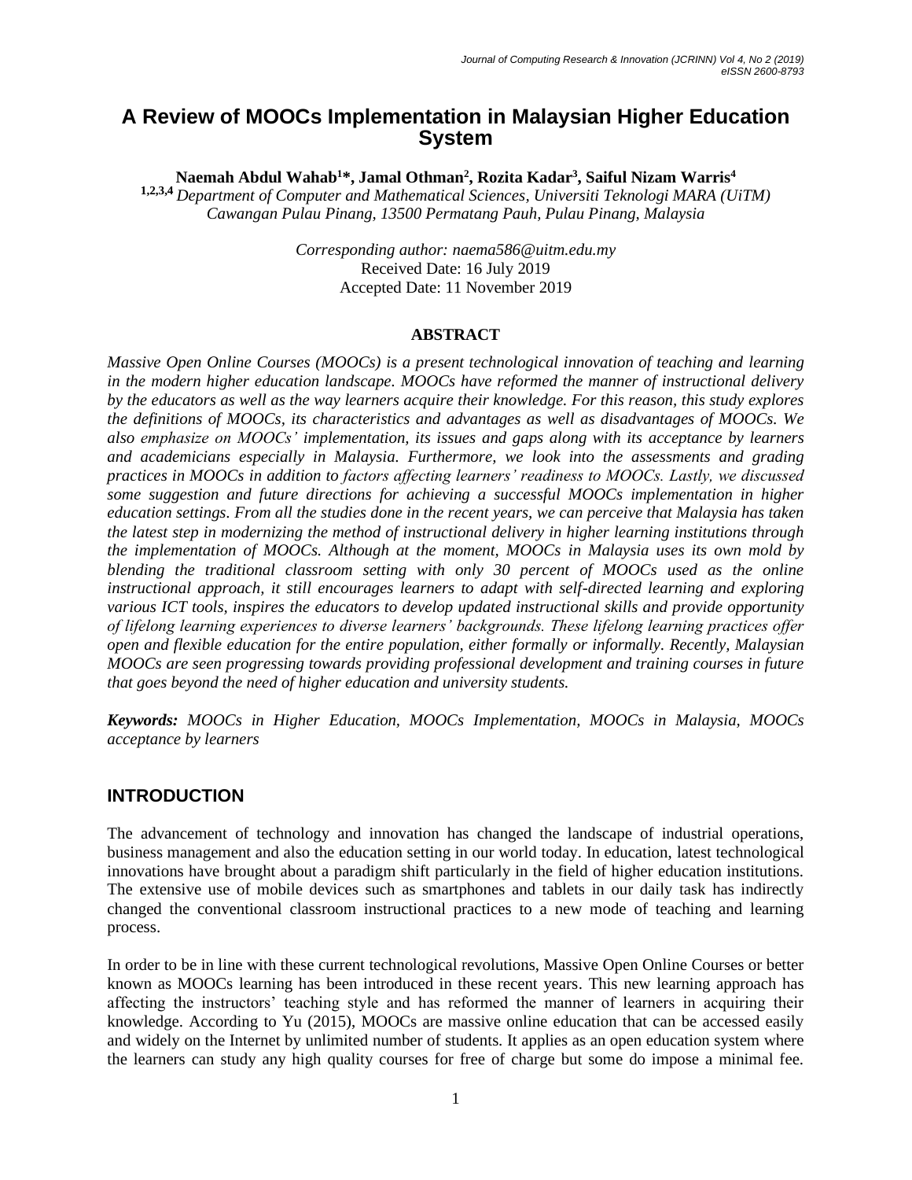# A Review of MOOCs Implementation in Malaysian Higher Education System

**Naemah Abdul Wahab[1]*, Jamal Othman[2], Rozita Kadar[3], Saiful Nizam Warris[4]**

[1,2,3,4] *Department of Computer and Mathematical Sciences, Universiti Teknologi MARA (UiTM) Cawangan Pulau Pinang, 13500 Permatang Pauh, Pulau Pinang, Malaysia*

*Corresponding author: naema586@uitm.edu.my*
Received Date: 16 July 2019
Accepted Date: 11 November 2019

**ABSTRACT**

*Massive Open Online Courses (MOOCs) is a present technological innovation of teaching and learning in the modern higher education landscape. MOOCs have reformed the manner of instructional delivery by the educators as well as the way learners acquire their knowledge. For this reason, this study explores the definitions of MOOCs, its characteristics and advantages as well as disadvantages of MOOCs. We also emphasize on MOOCs' implementation, its issues and gaps along with its acceptance by learners and academicians especially in Malaysia. Furthermore, we look into the assessments and grading practices in MOOCs in addition to factors affecting learners' readiness to MOOCs. Lastly, we discussed some suggestion and future directions for achieving a successful MOOCs implementation in higher education settings. From all the studies done in the recent years, we can perceive that Malaysia has taken the latest step in modernizing the method of instructional delivery in higher learning institutions through the implementation of MOOCs. Although at the moment, MOOCs in Malaysia uses its own mold by blending the traditional classroom setting with only 30 percent of MOOCs used as the online instructional approach, it still encourages learners to adapt with self-directed learning and exploring various ICT tools, inspires the educators to develop updated instructional skills and provide opportunity of lifelong learning experiences to diverse learners' backgrounds. These lifelong learning practices offer open and flexible education for the entire population, either formally or informally. Recently, Malaysian MOOCs are seen progressing towards providing professional development and training courses in future that goes beyond the need of higher education and university students.*

***Keywords:*** *MOOCs in Higher Education, MOOCs Implementation, MOOCs in Malaysia, MOOCs acceptance by learners*

## INTRODUCTION

The advancement of technology and innovation has changed the landscape of industrial operations, business management and also the education setting in our world today. In education, latest technological innovations have brought about a paradigm shift particularly in the field of higher education institutions. The extensive use of mobile devices such as smartphones and tablets in our daily task has indirectly changed the conventional classroom instructional practices to a new mode of teaching and learning process.

In order to be in line with these current technological revolutions, Massive Open Online Courses or better known as MOOCs learning has been introduced in these recent years. This new learning approach has affecting the instructors' teaching style and has reformed the manner of learners in acquiring their knowledge. According to Yu (2015), MOOCs are massive online education that can be accessed easily and widely on the Internet by unlimited number of students. It applies as an open education system where the learners can study any high quality courses for free of charge but some do impose a minimal fee.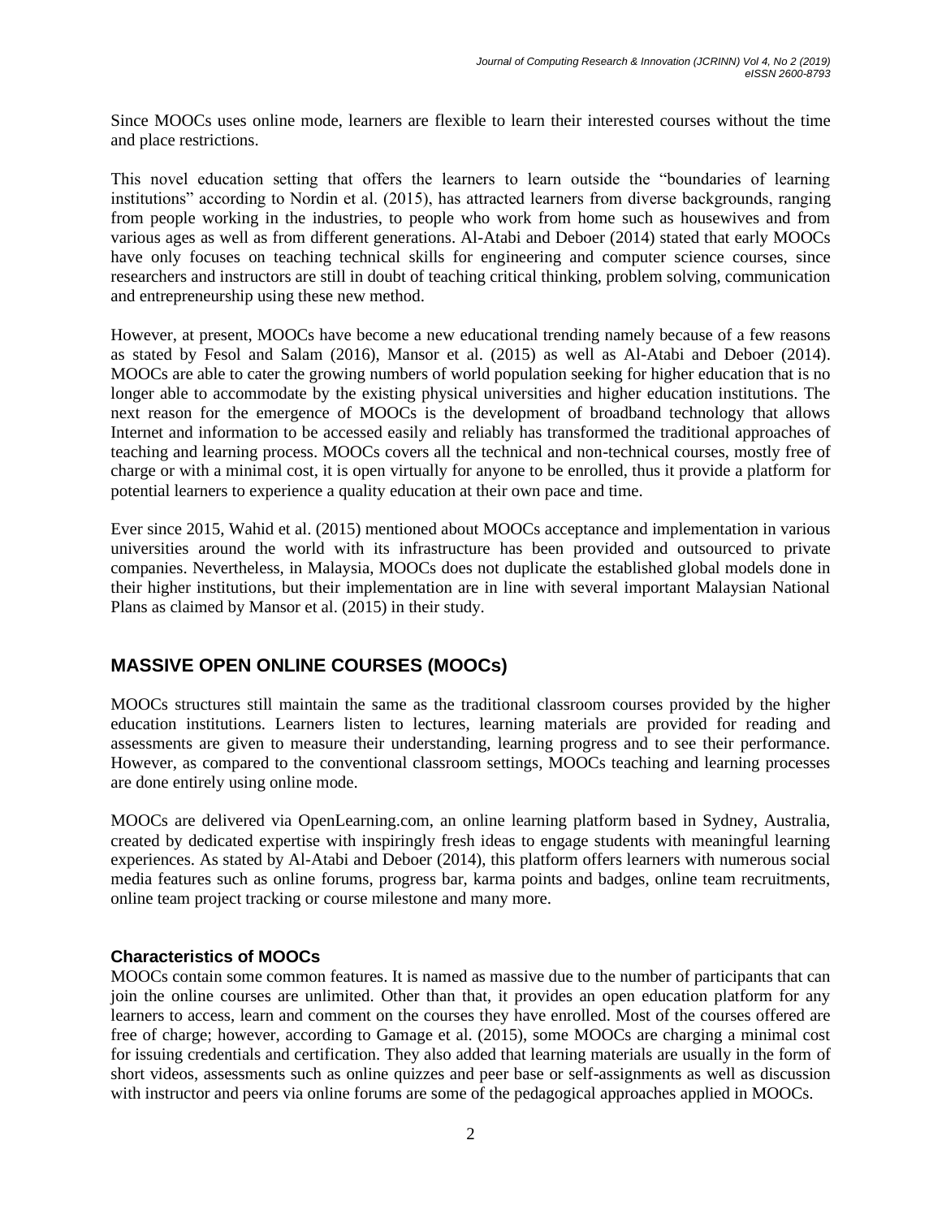Since MOOCs uses online mode, learners are flexible to learn their interested courses without the time and place restrictions.

This novel education setting that offers the learners to learn outside the "boundaries of learning institutions" according to Nordin et al. (2015), has attracted learners from diverse backgrounds, ranging from people working in the industries, to people who work from home such as housewives and from various ages as well as from different generations. Al-Atabi and Deboer (2014) stated that early MOOCs have only focuses on teaching technical skills for engineering and computer science courses, since researchers and instructors are still in doubt of teaching critical thinking, problem solving, communication and entrepreneurship using these new method.

However, at present, MOOCs have become a new educational trending namely because of a few reasons as stated by Fesol and Salam (2016), Mansor et al. (2015) as well as Al-Atabi and Deboer (2014). MOOCs are able to cater the growing numbers of world population seeking for higher education that is no longer able to accommodate by the existing physical universities and higher education institutions. The next reason for the emergence of MOOCs is the development of broadband technology that allows Internet and information to be accessed easily and reliably has transformed the traditional approaches of teaching and learning process. MOOCs covers all the technical and non-technical courses, mostly free of charge or with a minimal cost, it is open virtually for anyone to be enrolled, thus it provide a platform for potential learners to experience a quality education at their own pace and time.

Ever since 2015, Wahid et al. (2015) mentioned about MOOCs acceptance and implementation in various universities around the world with its infrastructure has been provided and outsourced to private companies. Nevertheless, in Malaysia, MOOCs does not duplicate the established global models done in their higher institutions, but their implementation are in line with several important Malaysian National Plans as claimed by Mansor et al. (2015) in their study.

## MASSIVE OPEN ONLINE COURSES (MOOCs)

MOOCs structures still maintain the same as the traditional classroom courses provided by the higher education institutions. Learners listen to lectures, learning materials are provided for reading and assessments are given to measure their understanding, learning progress and to see their performance. However, as compared to the conventional classroom settings, MOOCs teaching and learning processes are done entirely using online mode.

MOOCs are delivered via OpenLearning.com, an online learning platform based in Sydney, Australia, created by dedicated expertise with inspiringly fresh ideas to engage students with meaningful learning experiences. As stated by Al-Atabi and Deboer (2014), this platform offers learners with numerous social media features such as online forums, progress bar, karma points and badges, online team recruitments, online team project tracking or course milestone and many more.

### Characteristics of MOOCs

MOOCs contain some common features. It is named as massive due to the number of participants that can join the online courses are unlimited. Other than that, it provides an open education platform for any learners to access, learn and comment on the courses they have enrolled. Most of the courses offered are free of charge; however, according to Gamage et al. (2015), some MOOCs are charging a minimal cost for issuing credentials and certification. They also added that learning materials are usually in the form of short videos, assessments such as online quizzes and peer base or self-assignments as well as discussion with instructor and peers via online forums are some of the pedagogical approaches applied in MOOCs.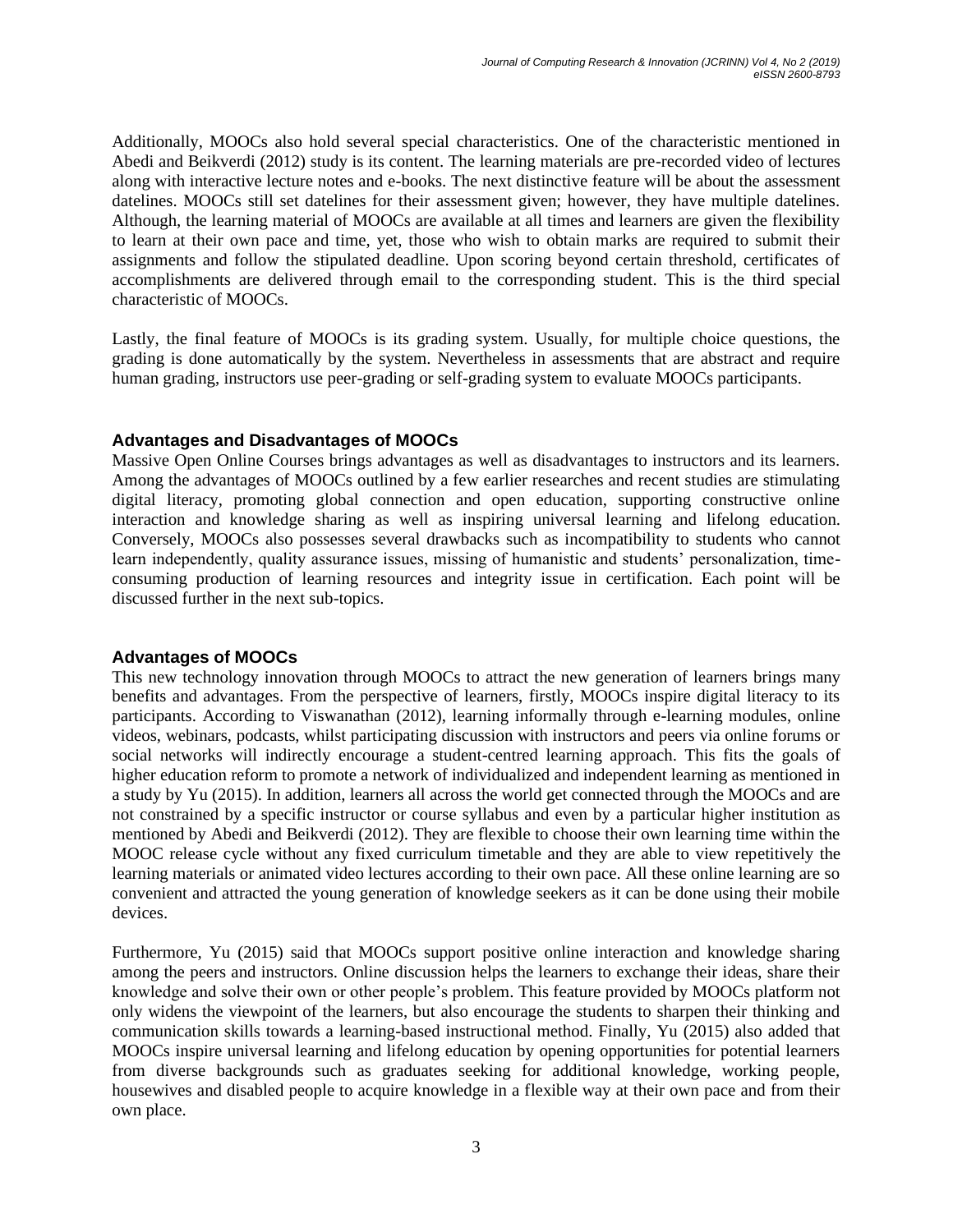Additionally, MOOCs also hold several special characteristics. One of the characteristic mentioned in Abedi and Beikverdi (2012) study is its content. The learning materials are pre-recorded video of lectures along with interactive lecture notes and e-books. The next distinctive feature will be about the assessment datelines. MOOCs still set datelines for their assessment given; however, they have multiple datelines. Although, the learning material of MOOCs are available at all times and learners are given the flexibility to learn at their own pace and time, yet, those who wish to obtain marks are required to submit their assignments and follow the stipulated deadline. Upon scoring beyond certain threshold, certificates of accomplishments are delivered through email to the corresponding student. This is the third special characteristic of MOOCs.

Lastly, the final feature of MOOCs is its grading system. Usually, for multiple choice questions, the grading is done automatically by the system. Nevertheless in assessments that are abstract and require human grading, instructors use peer-grading or self-grading system to evaluate MOOCs participants.

### Advantages and Disadvantages of MOOCs

Massive Open Online Courses brings advantages as well as disadvantages to instructors and its learners. Among the advantages of MOOCs outlined by a few earlier researches and recent studies are stimulating digital literacy, promoting global connection and open education, supporting constructive online interaction and knowledge sharing as well as inspiring universal learning and lifelong education. Conversely, MOOCs also possesses several drawbacks such as incompatibility to students who cannot learn independently, quality assurance issues, missing of humanistic and students' personalization, time-consuming production of learning resources and integrity issue in certification. Each point will be discussed further in the next sub-topics.

### Advantages of MOOCs

This new technology innovation through MOOCs to attract the new generation of learners brings many benefits and advantages. From the perspective of learners, firstly, MOOCs inspire digital literacy to its participants. According to Viswanathan (2012), learning informally through e-learning modules, online videos, webinars, podcasts, whilst participating discussion with instructors and peers via online forums or social networks will indirectly encourage a student-centred learning approach. This fits the goals of higher education reform to promote a network of individualized and independent learning as mentioned in a study by Yu (2015). In addition, learners all across the world get connected through the MOOCs and are not constrained by a specific instructor or course syllabus and even by a particular higher institution as mentioned by Abedi and Beikverdi (2012). They are flexible to choose their own learning time within the MOOC release cycle without any fixed curriculum timetable and they are able to view repetitively the learning materials or animated video lectures according to their own pace. All these online learning are so convenient and attracted the young generation of knowledge seekers as it can be done using their mobile devices.

Furthermore, Yu (2015) said that MOOCs support positive online interaction and knowledge sharing among the peers and instructors. Online discussion helps the learners to exchange their ideas, share their knowledge and solve their own or other people's problem. This feature provided by MOOCs platform not only widens the viewpoint of the learners, but also encourage the students to sharpen their thinking and communication skills towards a learning-based instructional method. Finally, Yu (2015) also added that MOOCs inspire universal learning and lifelong education by opening opportunities for potential learners from diverse backgrounds such as graduates seeking for additional knowledge, working people, housewives and disabled people to acquire knowledge in a flexible way at their own pace and from their own place.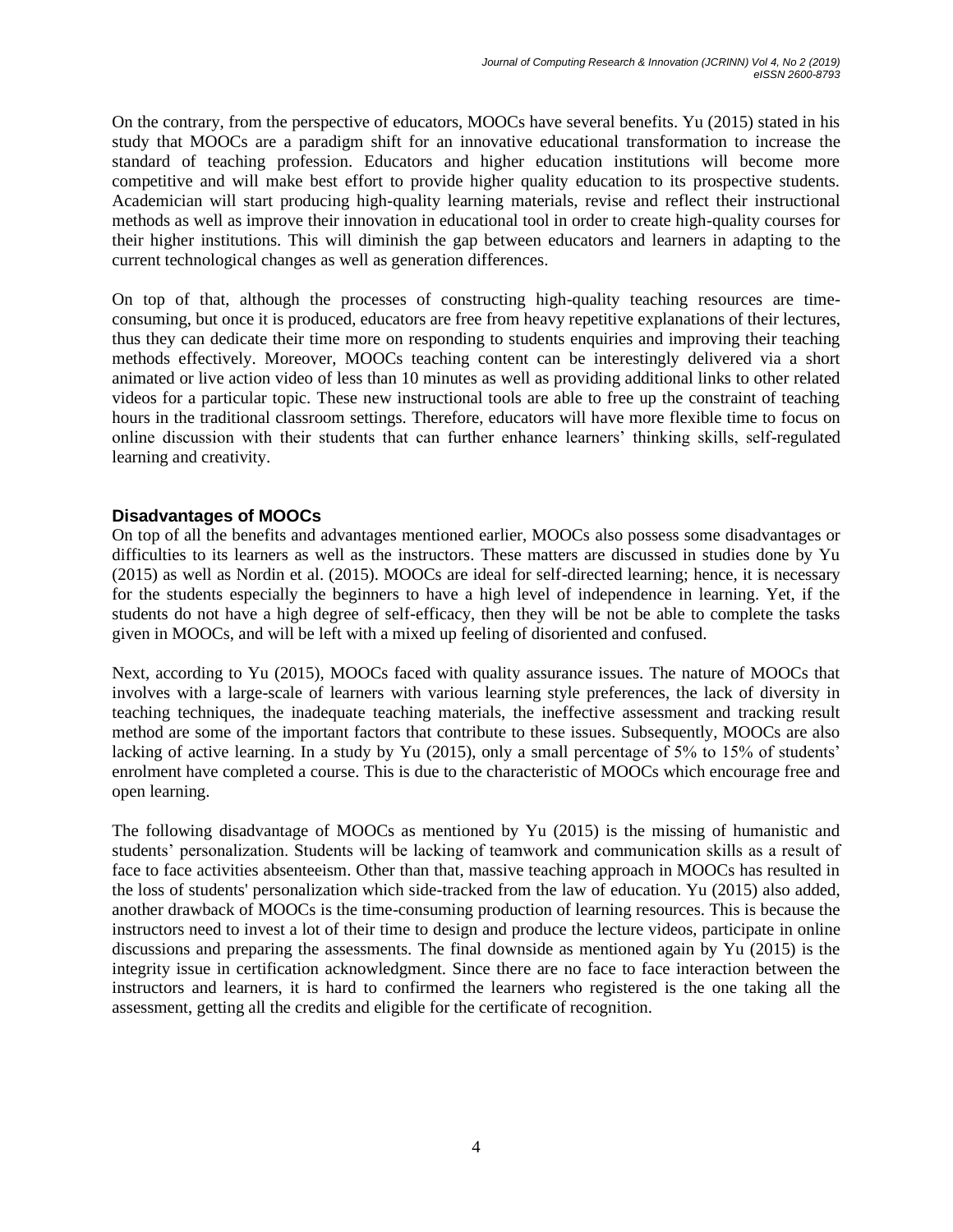On the contrary, from the perspective of educators, MOOCs have several benefits. Yu (2015) stated in his study that MOOCs are a paradigm shift for an innovative educational transformation to increase the standard of teaching profession. Educators and higher education institutions will become more competitive and will make best effort to provide higher quality education to its prospective students. Academician will start producing high-quality learning materials, revise and reflect their instructional methods as well as improve their innovation in educational tool in order to create high-quality courses for their higher institutions. This will diminish the gap between educators and learners in adapting to the current technological changes as well as generation differences.

On top of that, although the processes of constructing high-quality teaching resources are time-consuming, but once it is produced, educators are free from heavy repetitive explanations of their lectures, thus they can dedicate their time more on responding to students enquiries and improving their teaching methods effectively. Moreover, MOOCs teaching content can be interestingly delivered via a short animated or live action video of less than 10 minutes as well as providing additional links to other related videos for a particular topic. These new instructional tools are able to free up the constraint of teaching hours in the traditional classroom settings. Therefore, educators will have more flexible time to focus on online discussion with their students that can further enhance learners' thinking skills, self-regulated learning and creativity.

### Disadvantages of MOOCs

On top of all the benefits and advantages mentioned earlier, MOOCs also possess some disadvantages or difficulties to its learners as well as the instructors. These matters are discussed in studies done by Yu (2015) as well as Nordin et al. (2015). MOOCs are ideal for self-directed learning; hence, it is necessary for the students especially the beginners to have a high level of independence in learning. Yet, if the students do not have a high degree of self-efficacy, then they will be not be able to complete the tasks given in MOOCs, and will be left with a mixed up feeling of disoriented and confused.

Next, according to Yu (2015), MOOCs faced with quality assurance issues. The nature of MOOCs that involves with a large-scale of learners with various learning style preferences, the lack of diversity in teaching techniques, the inadequate teaching materials, the ineffective assessment and tracking result method are some of the important factors that contribute to these issues. Subsequently, MOOCs are also lacking of active learning. In a study by Yu (2015), only a small percentage of 5% to 15% of students' enrolment have completed a course. This is due to the characteristic of MOOCs which encourage free and open learning.

The following disadvantage of MOOCs as mentioned by Yu (2015) is the missing of humanistic and students' personalization. Students will be lacking of teamwork and communication skills as a result of face to face activities absenteeism. Other than that, massive teaching approach in MOOCs has resulted in the loss of students' personalization which side-tracked from the law of education. Yu (2015) also added, another drawback of MOOCs is the time-consuming production of learning resources. This is because the instructors need to invest a lot of their time to design and produce the lecture videos, participate in online discussions and preparing the assessments. The final downside as mentioned again by Yu (2015) is the integrity issue in certification acknowledgment. Since there are no face to face interaction between the instructors and learners, it is hard to confirmed the learners who registered is the one taking all the assessment, getting all the credits and eligible for the certificate of recognition.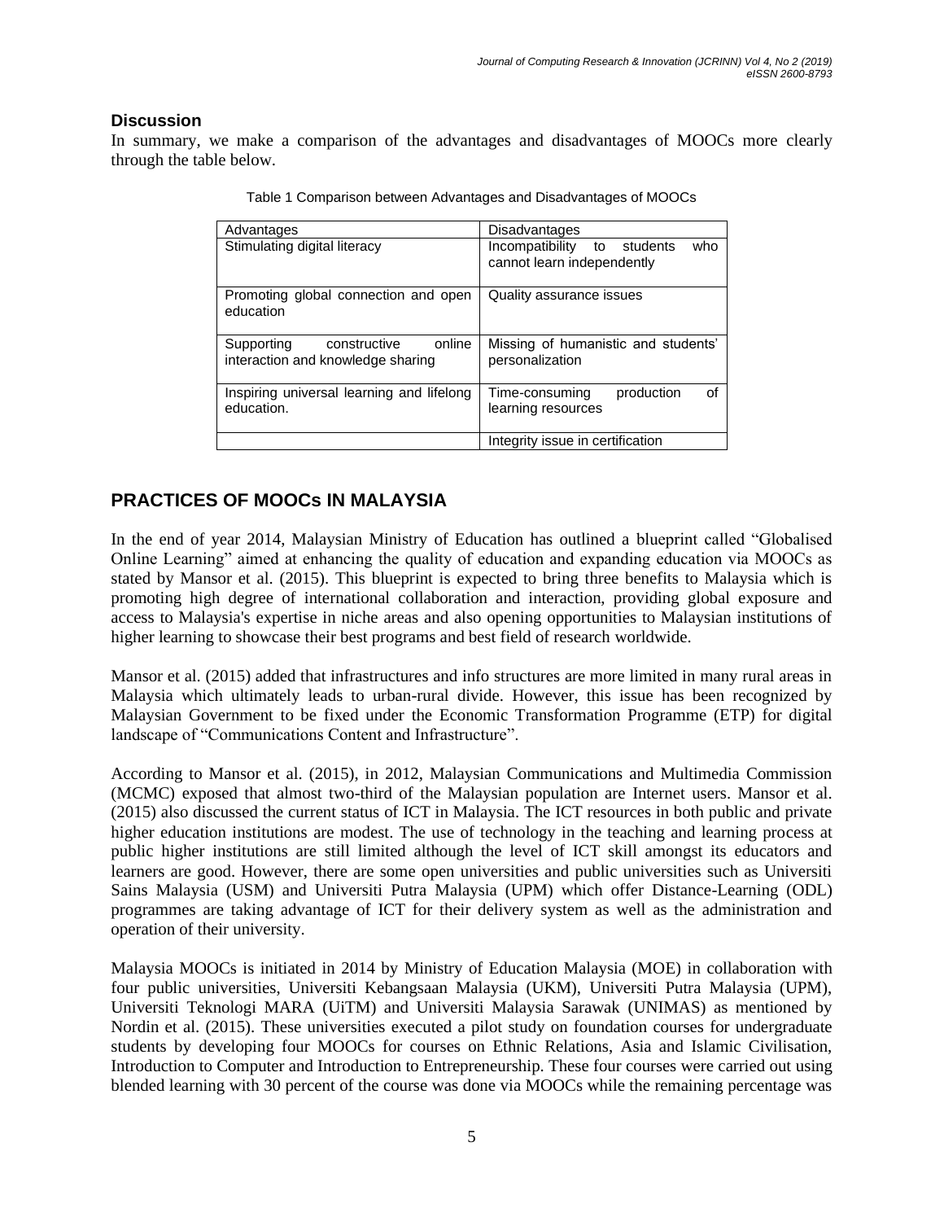### Discussion

In summary, we make a comparison of the advantages and disadvantages of MOOCs more clearly through the table below.

Table 1 Comparison between Advantages and Disadvantages of MOOCs

| Advantages | Disadvantages |
|---|---|
| Stimulating digital literacy | Incompatibility to students who cannot learn independently |
| Promoting global connection and open education | Quality assurance issues |
| Supporting constructive online interaction and knowledge sharing | Missing of humanistic and students' personalization |
| Inspiring universal learning and lifelong education. | Time-consuming production of learning resources |
| | Integrity issue in certification |

## PRACTICES OF MOOCs IN MALAYSIA

In the end of year 2014, Malaysian Ministry of Education has outlined a blueprint called "Globalised Online Learning" aimed at enhancing the quality of education and expanding education via MOOCs as stated by Mansor et al. (2015). This blueprint is expected to bring three benefits to Malaysia which is promoting high degree of international collaboration and interaction, providing global exposure and access to Malaysia's expertise in niche areas and also opening opportunities to Malaysian institutions of higher learning to showcase their best programs and best field of research worldwide.

Mansor et al. (2015) added that infrastructures and info structures are more limited in many rural areas in Malaysia which ultimately leads to urban-rural divide. However, this issue has been recognized by Malaysian Government to be fixed under the Economic Transformation Programme (ETP) for digital landscape of "Communications Content and Infrastructure".

According to Mansor et al. (2015), in 2012, Malaysian Communications and Multimedia Commission (MCMC) exposed that almost two-third of the Malaysian population are Internet users. Mansor et al. (2015) also discussed the current status of ICT in Malaysia. The ICT resources in both public and private higher education institutions are modest. The use of technology in the teaching and learning process at public higher institutions are still limited although the level of ICT skill amongst its educators and learners are good. However, there are some open universities and public universities such as Universiti Sains Malaysia (USM) and Universiti Putra Malaysia (UPM) which offer Distance-Learning (ODL) programmes are taking advantage of ICT for their delivery system as well as the administration and operation of their university.

Malaysia MOOCs is initiated in 2014 by Ministry of Education Malaysia (MOE) in collaboration with four public universities, Universiti Kebangsaan Malaysia (UKM), Universiti Putra Malaysia (UPM), Universiti Teknologi MARA (UiTM) and Universiti Malaysia Sarawak (UNIMAS) as mentioned by Nordin et al. (2015). These universities executed a pilot study on foundation courses for undergraduate students by developing four MOOCs for courses on Ethnic Relations, Asia and Islamic Civilisation, Introduction to Computer and Introduction to Entrepreneurship. These four courses were carried out using blended learning with 30 percent of the course was done via MOOCs while the remaining percentage was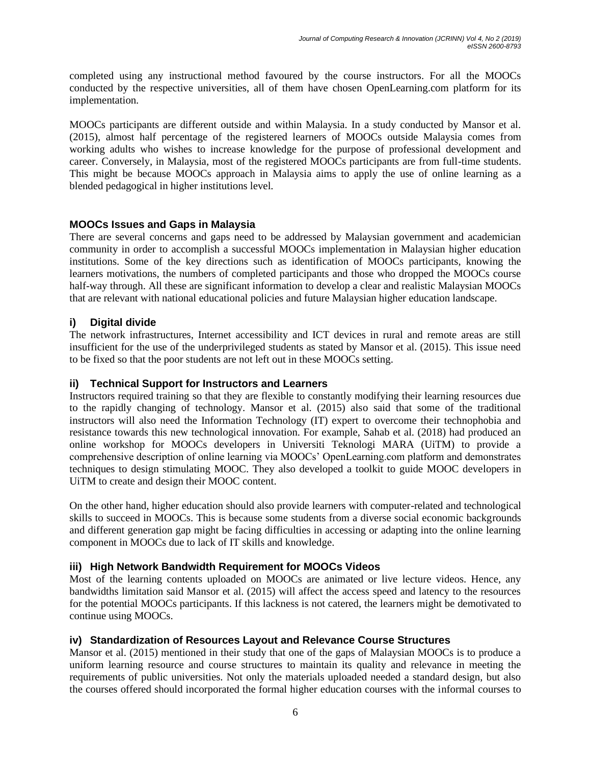completed using any instructional method favoured by the course instructors. For all the MOOCs conducted by the respective universities, all of them have chosen OpenLearning.com platform for its implementation.

MOOCs participants are different outside and within Malaysia. In a study conducted by Mansor et al. (2015), almost half percentage of the registered learners of MOOCs outside Malaysia comes from working adults who wishes to increase knowledge for the purpose of professional development and career. Conversely, in Malaysia, most of the registered MOOCs participants are from full-time students. This might be because MOOCs approach in Malaysia aims to apply the use of online learning as a blended pedagogical in higher institutions level.

### MOOCs Issues and Gaps in Malaysia

There are several concerns and gaps need to be addressed by Malaysian government and academician community in order to accomplish a successful MOOCs implementation in Malaysian higher education institutions. Some of the key directions such as identification of MOOCs participants, knowing the learners motivations, the numbers of completed participants and those who dropped the MOOCs course half-way through. All these are significant information to develop a clear and realistic Malaysian MOOCs that are relevant with national educational policies and future Malaysian higher education landscape.

#### i) Digital divide

The network infrastructures, Internet accessibility and ICT devices in rural and remote areas are still insufficient for the use of the underprivileged students as stated by Mansor et al. (2015). This issue need to be fixed so that the poor students are not left out in these MOOCs setting.

#### ii) Technical Support for Instructors and Learners

Instructors required training so that they are flexible to constantly modifying their learning resources due to the rapidly changing of technology. Mansor et al. (2015) also said that some of the traditional instructors will also need the Information Technology (IT) expert to overcome their technophobia and resistance towards this new technological innovation. For example, Sahab et al. (2018) had produced an online workshop for MOOCs developers in Universiti Teknologi MARA (UiTM) to provide a comprehensive description of online learning via MOOCs' OpenLearning.com platform and demonstrates techniques to design stimulating MOOC. They also developed a toolkit to guide MOOC developers in UiTM to create and design their MOOC content.

On the other hand, higher education should also provide learners with computer-related and technological skills to succeed in MOOCs. This is because some students from a diverse social economic backgrounds and different generation gap might be facing difficulties in accessing or adapting into the online learning component in MOOCs due to lack of IT skills and knowledge.

#### iii) High Network Bandwidth Requirement for MOOCs Videos

Most of the learning contents uploaded on MOOCs are animated or live lecture videos. Hence, any bandwidths limitation said Mansor et al. (2015) will affect the access speed and latency to the resources for the potential MOOCs participants. If this lackness is not catered, the learners might be demotivated to continue using MOOCs.

#### iv) Standardization of Resources Layout and Relevance Course Structures

Mansor et al. (2015) mentioned in their study that one of the gaps of Malaysian MOOCs is to produce a uniform learning resource and course structures to maintain its quality and relevance in meeting the requirements of public universities. Not only the materials uploaded needed a standard design, but also the courses offered should incorporated the formal higher education courses with the informal courses to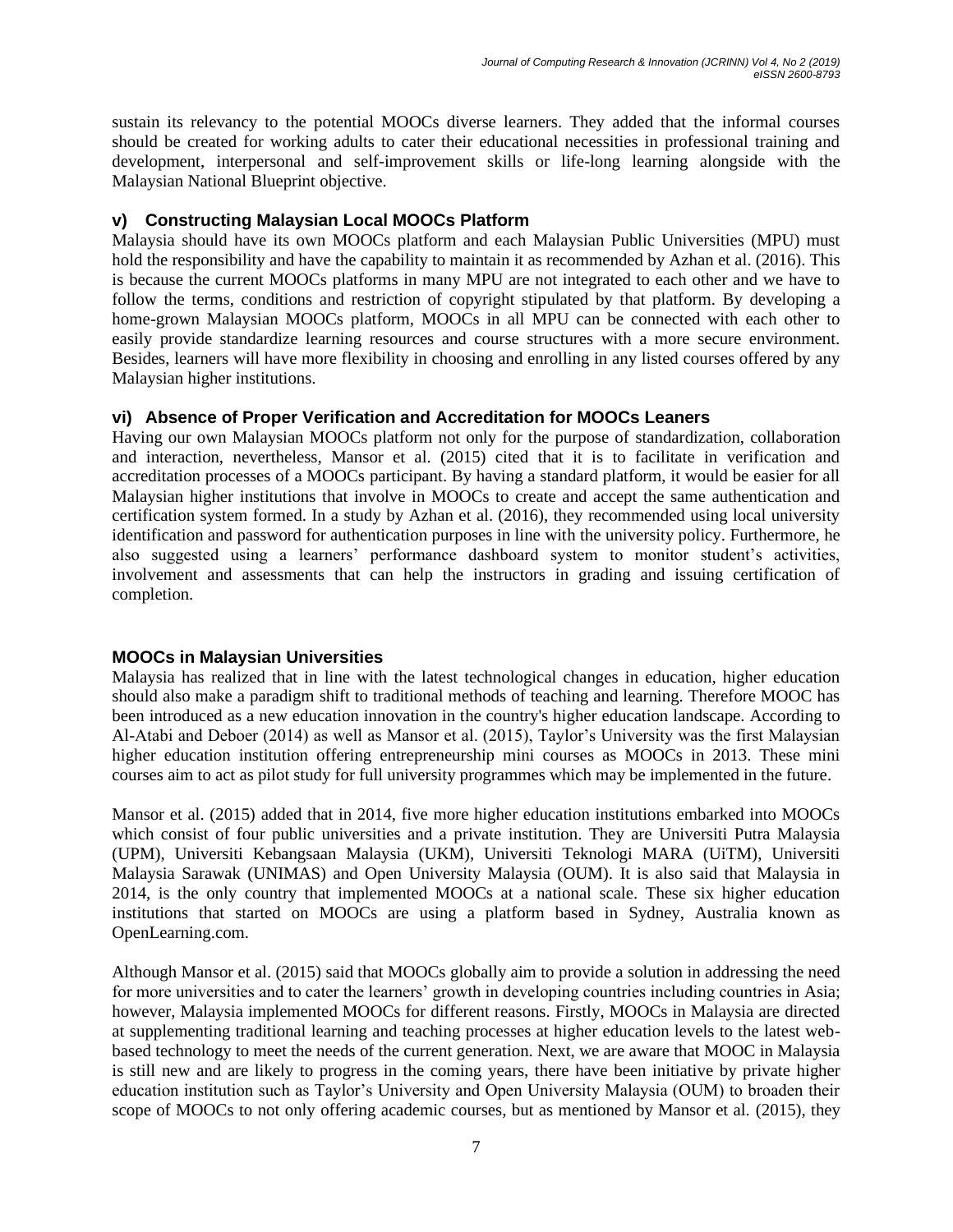sustain its relevancy to the potential MOOCs diverse learners. They added that the informal courses should be created for working adults to cater their educational necessities in professional training and development, interpersonal and self-improvement skills or life-long learning alongside with the Malaysian National Blueprint objective.

### v) Constructing Malaysian Local MOOCs Platform

Malaysia should have its own MOOCs platform and each Malaysian Public Universities (MPU) must hold the responsibility and have the capability to maintain it as recommended by Azhan et al. (2016). This is because the current MOOCs platforms in many MPU are not integrated to each other and we have to follow the terms, conditions and restriction of copyright stipulated by that platform. By developing a home-grown Malaysian MOOCs platform, MOOCs in all MPU can be connected with each other to easily provide standardize learning resources and course structures with a more secure environment. Besides, learners will have more flexibility in choosing and enrolling in any listed courses offered by any Malaysian higher institutions.

### vi) Absence of Proper Verification and Accreditation for MOOCs Leaners

Having our own Malaysian MOOCs platform not only for the purpose of standardization, collaboration and interaction, nevertheless, Mansor et al. (2015) cited that it is to facilitate in verification and accreditation processes of a MOOCs participant. By having a standard platform, it would be easier for all Malaysian higher institutions that involve in MOOCs to create and accept the same authentication and certification system formed. In a study by Azhan et al. (2016), they recommended using local university identification and password for authentication purposes in line with the university policy. Furthermore, he also suggested using a learners' performance dashboard system to monitor student's activities, involvement and assessments that can help the instructors in grading and issuing certification of completion.

## MOOCs in Malaysian Universities

Malaysia has realized that in line with the latest technological changes in education, higher education should also make a paradigm shift to traditional methods of teaching and learning. Therefore MOOC has been introduced as a new education innovation in the country's higher education landscape. According to Al-Atabi and Deboer (2014) as well as Mansor et al. (2015), Taylor's University was the first Malaysian higher education institution offering entrepreneurship mini courses as MOOCs in 2013. These mini courses aim to act as pilot study for full university programmes which may be implemented in the future.

Mansor et al. (2015) added that in 2014, five more higher education institutions embarked into MOOCs which consist of four public universities and a private institution. They are Universiti Putra Malaysia (UPM), Universiti Kebangsaan Malaysia (UKM), Universiti Teknologi MARA (UiTM), Universiti Malaysia Sarawak (UNIMAS) and Open University Malaysia (OUM). It is also said that Malaysia in 2014, is the only country that implemented MOOCs at a national scale. These six higher education institutions that started on MOOCs are using a platform based in Sydney, Australia known as OpenLearning.com.

Although Mansor et al. (2015) said that MOOCs globally aim to provide a solution in addressing the need for more universities and to cater the learners' growth in developing countries including countries in Asia; however, Malaysia implemented MOOCs for different reasons. Firstly, MOOCs in Malaysia are directed at supplementing traditional learning and teaching processes at higher education levels to the latest web-based technology to meet the needs of the current generation. Next, we are aware that MOOC in Malaysia is still new and are likely to progress in the coming years, there have been initiative by private higher education institution such as Taylor's University and Open University Malaysia (OUM) to broaden their scope of MOOCs to not only offering academic courses, but as mentioned by Mansor et al. (2015), they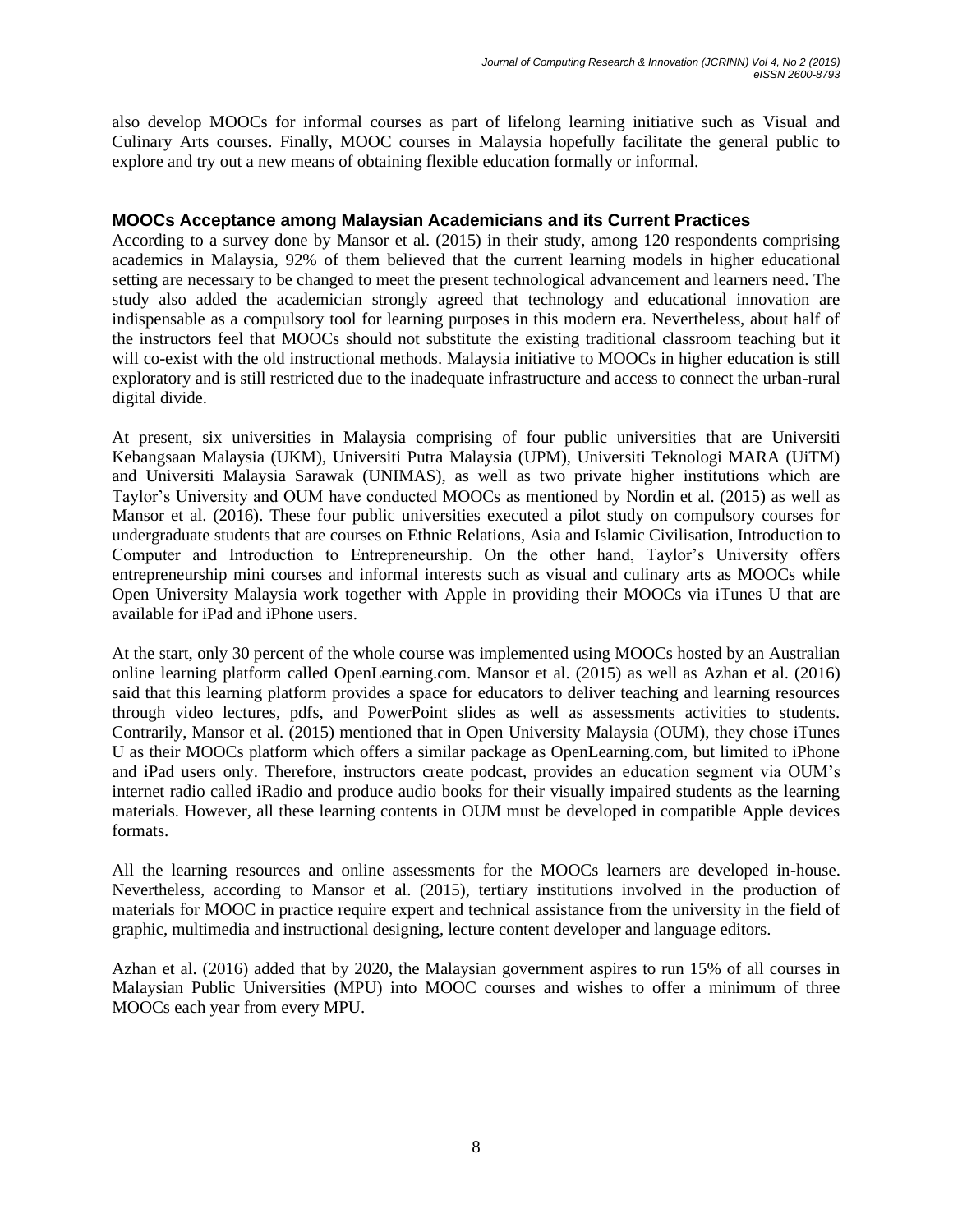also develop MOOCs for informal courses as part of lifelong learning initiative such as Visual and Culinary Arts courses. Finally, MOOC courses in Malaysia hopefully facilitate the general public to explore and try out a new means of obtaining flexible education formally or informal.

## MOOCs Acceptance among Malaysian Academicians and its Current Practices

According to a survey done by Mansor et al. (2015) in their study, among 120 respondents comprising academics in Malaysia, 92% of them believed that the current learning models in higher educational setting are necessary to be changed to meet the present technological advancement and learners need. The study also added the academician strongly agreed that technology and educational innovation are indispensable as a compulsory tool for learning purposes in this modern era. Nevertheless, about half of the instructors feel that MOOCs should not substitute the existing traditional classroom teaching but it will co-exist with the old instructional methods. Malaysia initiative to MOOCs in higher education is still exploratory and is still restricted due to the inadequate infrastructure and access to connect the urban-rural digital divide.

At present, six universities in Malaysia comprising of four public universities that are Universiti Kebangsaan Malaysia (UKM), Universiti Putra Malaysia (UPM), Universiti Teknologi MARA (UiTM) and Universiti Malaysia Sarawak (UNIMAS), as well as two private higher institutions which are Taylor's University and OUM have conducted MOOCs as mentioned by Nordin et al. (2015) as well as Mansor et al. (2016). These four public universities executed a pilot study on compulsory courses for undergraduate students that are courses on Ethnic Relations, Asia and Islamic Civilisation, Introduction to Computer and Introduction to Entrepreneurship. On the other hand, Taylor's University offers entrepreneurship mini courses and informal interests such as visual and culinary arts as MOOCs while Open University Malaysia work together with Apple in providing their MOOCs via iTunes U that are available for iPad and iPhone users.

At the start, only 30 percent of the whole course was implemented using MOOCs hosted by an Australian online learning platform called OpenLearning.com. Mansor et al. (2015) as well as Azhan et al. (2016) said that this learning platform provides a space for educators to deliver teaching and learning resources through video lectures, pdfs, and PowerPoint slides as well as assessments activities to students. Contrarily, Mansor et al. (2015) mentioned that in Open University Malaysia (OUM), they chose iTunes U as their MOOCs platform which offers a similar package as OpenLearning.com, but limited to iPhone and iPad users only. Therefore, instructors create podcast, provides an education segment via OUM's internet radio called iRadio and produce audio books for their visually impaired students as the learning materials. However, all these learning contents in OUM must be developed in compatible Apple devices formats.

All the learning resources and online assessments for the MOOCs learners are developed in-house. Nevertheless, according to Mansor et al. (2015), tertiary institutions involved in the production of materials for MOOC in practice require expert and technical assistance from the university in the field of graphic, multimedia and instructional designing, lecture content developer and language editors.

Azhan et al. (2016) added that by 2020, the Malaysian government aspires to run 15% of all courses in Malaysian Public Universities (MPU) into MOOC courses and wishes to offer a minimum of three MOOCs each year from every MPU.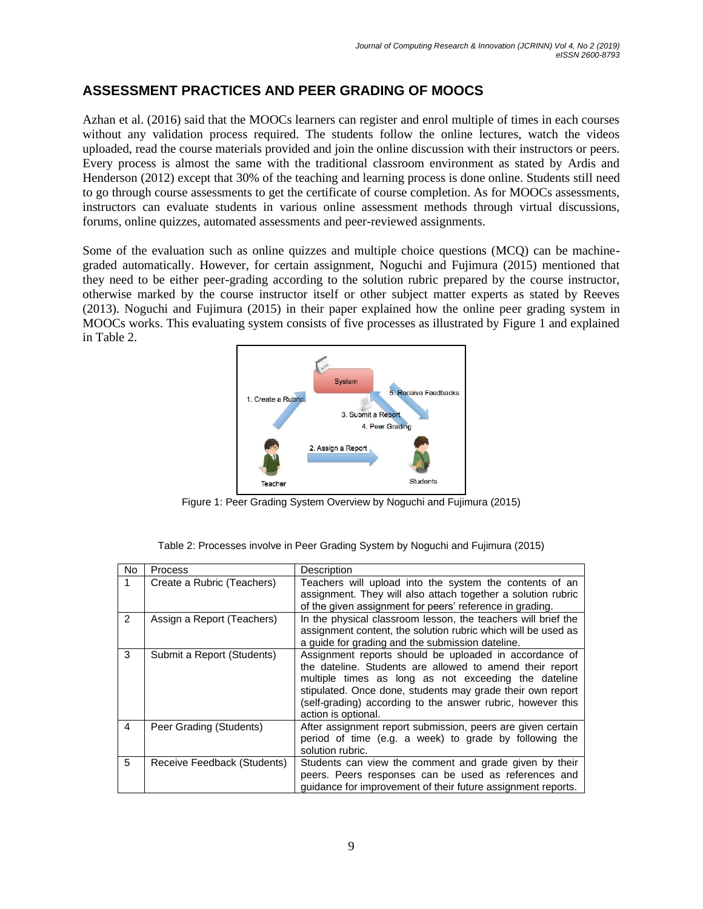## ASSESSMENT PRACTICES AND PEER GRADING OF MOOCS

Azhan et al. (2016) said that the MOOCs learners can register and enrol multiple of times in each courses without any validation process required. The students follow the online lectures, watch the videos uploaded, read the course materials provided and join the online discussion with their instructors or peers. Every process is almost the same with the traditional classroom environment as stated by Ardis and Henderson (2012) except that 30% of the teaching and learning process is done online. Students still need to go through course assessments to get the certificate of course completion. As for MOOCs assessments, instructors can evaluate students in various online assessment methods through virtual discussions, forums, online quizzes, automated assessments and peer-reviewed assignments.

Some of the evaluation such as online quizzes and multiple choice questions (MCQ) can be machine-graded automatically. However, for certain assignment, Noguchi and Fujimura (2015) mentioned that they need to be either peer-grading according to the solution rubric prepared by the course instructor, otherwise marked by the course instructor itself or other subject matter experts as stated by Reeves (2013). Noguchi and Fujimura (2015) in their paper explained how the online peer grading system in MOOCs works. This evaluating system consists of five processes as illustrated by Figure 1 and explained in Table 2.

Figure 1: Peer Grading System Overview by Noguchi and Fujimura (2015)

Table 2: Processes involve in Peer Grading System by Noguchi and Fujimura (2015)

| No | Process | Description |
| --- | --- | --- |
| 1 | Create a Rubric (Teachers) | Teachers will upload into the system the contents of an assignment. They will also attach together a solution rubric of the given assignment for peers' reference in grading. |
| 2 | Assign a Report (Teachers) | In the physical classroom lesson, the teachers will brief the assignment content, the solution rubric which will be used as a guide for grading and the submission dateline. |
| 3 | Submit a Report (Students) | Assignment reports should be uploaded in accordance of the dateline. Students are allowed to amend their report multiple times as long as not exceeding the dateline stipulated. Once done, students may grade their own report (self-grading) according to the answer rubric, however this action is optional. |
| 4 | Peer Grading (Students) | After assignment report submission, peers are given certain period of time (e.g. a week) to grade by following the solution rubric. |
| 5 | Receive Feedback (Students) | Students can view the comment and grade given by their peers. Peers responses can be used as references and guidance for improvement of their future assignment reports. |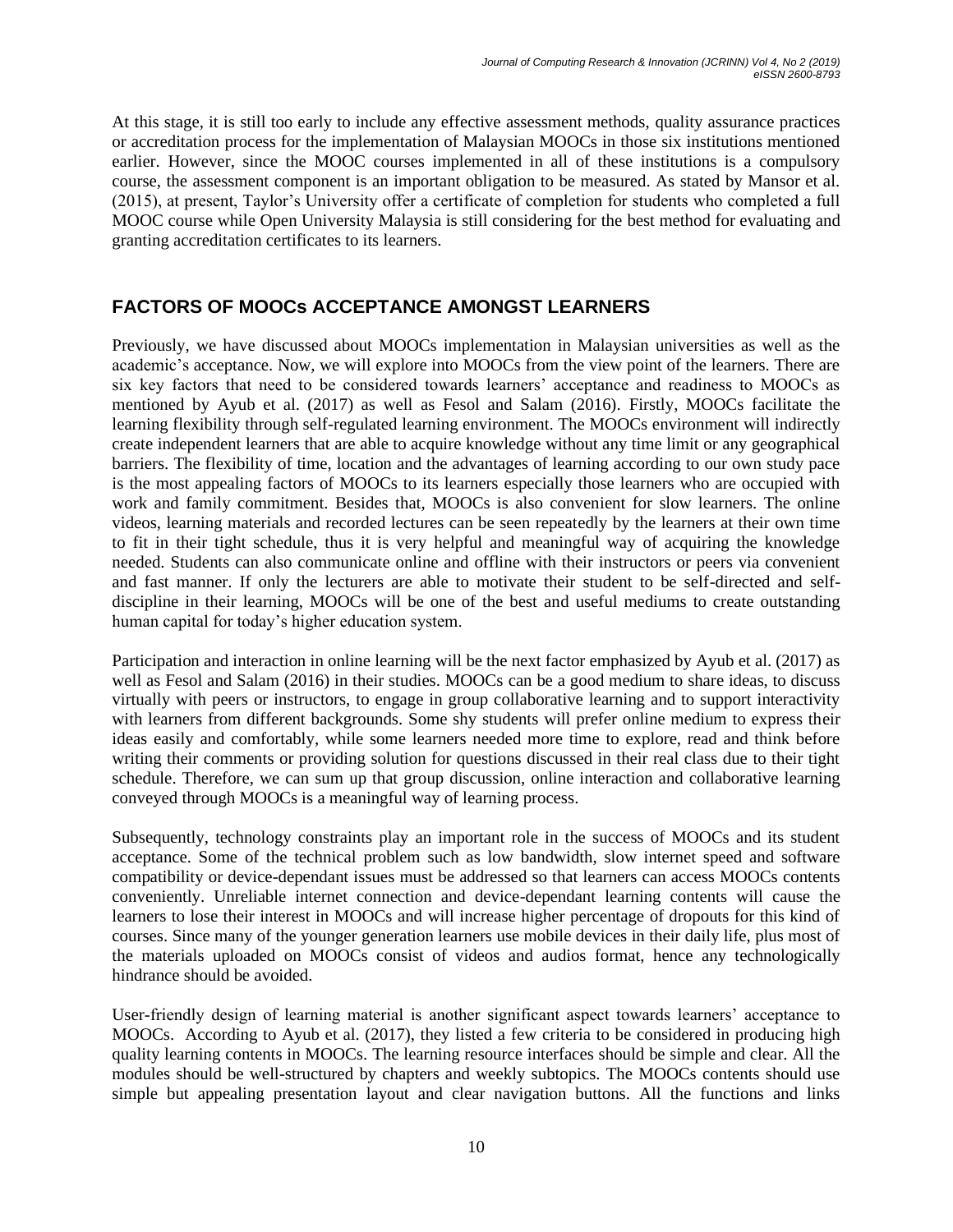At this stage, it is still too early to include any effective assessment methods, quality assurance practices or accreditation process for the implementation of Malaysian MOOCs in those six institutions mentioned earlier. However, since the MOOC courses implemented in all of these institutions is a compulsory course, the assessment component is an important obligation to be measured. As stated by Mansor et al. (2015), at present, Taylor's University offer a certificate of completion for students who completed a full MOOC course while Open University Malaysia is still considering for the best method for evaluating and granting accreditation certificates to its learners.

## FACTORS OF MOOCs ACCEPTANCE AMONGST LEARNERS

Previously, we have discussed about MOOCs implementation in Malaysian universities as well as the academic's acceptance. Now, we will explore into MOOCs from the view point of the learners. There are six key factors that need to be considered towards learners' acceptance and readiness to MOOCs as mentioned by Ayub et al. (2017) as well as Fesol and Salam (2016). Firstly, MOOCs facilitate the learning flexibility through self-regulated learning environment. The MOOCs environment will indirectly create independent learners that are able to acquire knowledge without any time limit or any geographical barriers. The flexibility of time, location and the advantages of learning according to our own study pace is the most appealing factors of MOOCs to its learners especially those learners who are occupied with work and family commitment. Besides that, MOOCs is also convenient for slow learners. The online videos, learning materials and recorded lectures can be seen repeatedly by the learners at their own time to fit in their tight schedule, thus it is very helpful and meaningful way of acquiring the knowledge needed. Students can also communicate online and offline with their instructors or peers via convenient and fast manner. If only the lecturers are able to motivate their student to be self-directed and self-discipline in their learning, MOOCs will be one of the best and useful mediums to create outstanding human capital for today's higher education system.

Participation and interaction in online learning will be the next factor emphasized by Ayub et al. (2017) as well as Fesol and Salam (2016) in their studies. MOOCs can be a good medium to share ideas, to discuss virtually with peers or instructors, to engage in group collaborative learning and to support interactivity with learners from different backgrounds. Some shy students will prefer online medium to express their ideas easily and comfortably, while some learners needed more time to explore, read and think before writing their comments or providing solution for questions discussed in their real class due to their tight schedule. Therefore, we can sum up that group discussion, online interaction and collaborative learning conveyed through MOOCs is a meaningful way of learning process.

Subsequently, technology constraints play an important role in the success of MOOCs and its student acceptance. Some of the technical problem such as low bandwidth, slow internet speed and software compatibility or device-dependant issues must be addressed so that learners can access MOOCs contents conveniently. Unreliable internet connection and device-dependant learning contents will cause the learners to lose their interest in MOOCs and will increase higher percentage of dropouts for this kind of courses. Since many of the younger generation learners use mobile devices in their daily life, plus most of the materials uploaded on MOOCs consist of videos and audios format, hence any technologically hindrance should be avoided.

User-friendly design of learning material is another significant aspect towards learners' acceptance to MOOCs. According to Ayub et al. (2017), they listed a few criteria to be considered in producing high quality learning contents in MOOCs. The learning resource interfaces should be simple and clear. All the modules should be well-structured by chapters and weekly subtopics. The MOOCs contents should use simple but appealing presentation layout and clear navigation buttons. All the functions and links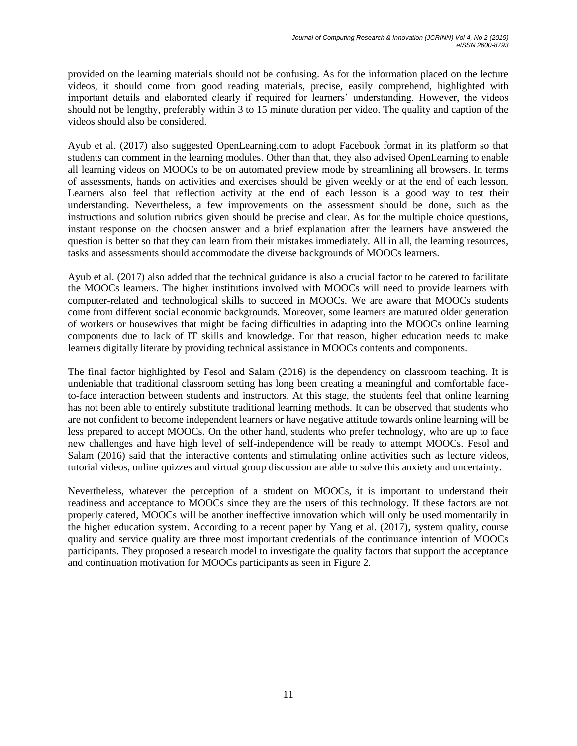provided on the learning materials should not be confusing. As for the information placed on the lecture videos, it should come from good reading materials, precise, easily comprehend, highlighted with important details and elaborated clearly if required for learners' understanding. However, the videos should not be lengthy, preferably within 3 to 15 minute duration per video. The quality and caption of the videos should also be considered.

Ayub et al. (2017) also suggested OpenLearning.com to adopt Facebook format in its platform so that students can comment in the learning modules. Other than that, they also advised OpenLearning to enable all learning videos on MOOCs to be on automated preview mode by streamlining all browsers. In terms of assessments, hands on activities and exercises should be given weekly or at the end of each lesson. Learners also feel that reflection activity at the end of each lesson is a good way to test their understanding. Nevertheless, a few improvements on the assessment should be done, such as the instructions and solution rubrics given should be precise and clear. As for the multiple choice questions, instant response on the choosen answer and a brief explanation after the learners have answered the question is better so that they can learn from their mistakes immediately. All in all, the learning resources, tasks and assessments should accommodate the diverse backgrounds of MOOCs learners.

Ayub et al. (2017) also added that the technical guidance is also a crucial factor to be catered to facilitate the MOOCs learners. The higher institutions involved with MOOCs will need to provide learners with computer-related and technological skills to succeed in MOOCs. We are aware that MOOCs students come from different social economic backgrounds. Moreover, some learners are matured older generation of workers or housewives that might be facing difficulties in adapting into the MOOCs online learning components due to lack of IT skills and knowledge. For that reason, higher education needs to make learners digitally literate by providing technical assistance in MOOCs contents and components.

The final factor highlighted by Fesol and Salam (2016) is the dependency on classroom teaching. It is undeniable that traditional classroom setting has long been creating a meaningful and comfortable face-to-face interaction between students and instructors. At this stage, the students feel that online learning has not been able to entirely substitute traditional learning methods. It can be observed that students who are not confident to become independent learners or have negative attitude towards online learning will be less prepared to accept MOOCs. On the other hand, students who prefer technology, who are up to face new challenges and have high level of self-independence will be ready to attempt MOOCs. Fesol and Salam (2016) said that the interactive contents and stimulating online activities such as lecture videos, tutorial videos, online quizzes and virtual group discussion are able to solve this anxiety and uncertainty.

Nevertheless, whatever the perception of a student on MOOCs, it is important to understand their readiness and acceptance to MOOCs since they are the users of this technology. If these factors are not properly catered, MOOCs will be another ineffective innovation which will only be used momentarily in the higher education system. According to a recent paper by Yang et al. (2017), system quality, course quality and service quality are three most important credentials of the continuance intention of MOOCs participants. They proposed a research model to investigate the quality factors that support the acceptance and continuation motivation for MOOCs participants as seen in Figure 2.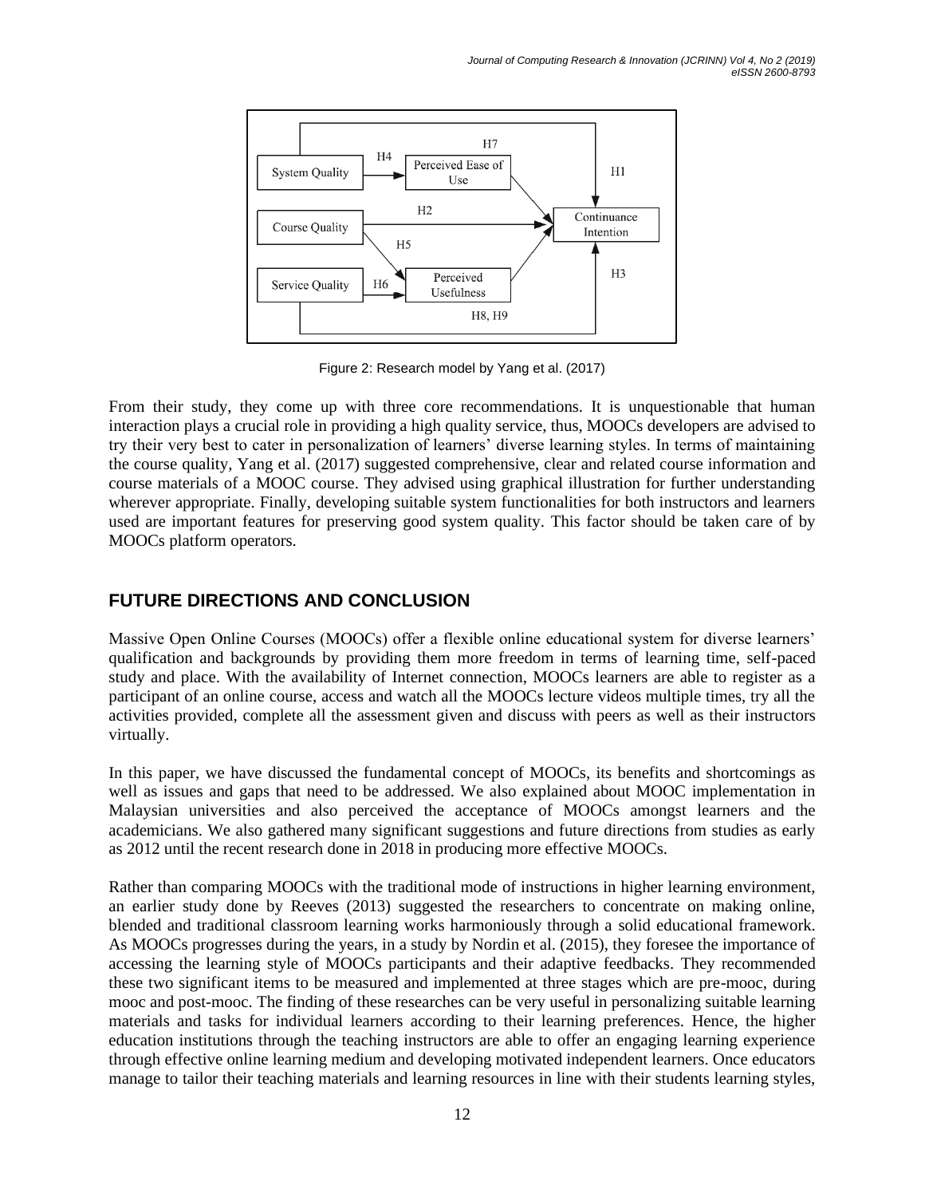Figure 2: Research model by Yang et al. (2017)

From their study, they come up with three core recommendations. It is unquestionable that human interaction plays a crucial role in providing a high quality service, thus, MOOCs developers are advised to try their very best to cater in personalization of learners' diverse learning styles. In terms of maintaining the course quality, Yang et al. (2017) suggested comprehensive, clear and related course information and course materials of a MOOC course. They advised using graphical illustration for further understanding wherever appropriate. Finally, developing suitable system functionalities for both instructors and learners used are important features for preserving good system quality. This factor should be taken care of by MOOCs platform operators.

## FUTURE DIRECTIONS AND CONCLUSION

Massive Open Online Courses (MOOCs) offer a flexible online educational system for diverse learners' qualification and backgrounds by providing them more freedom in terms of learning time, self-paced study and place. With the availability of Internet connection, MOOCs learners are able to register as a participant of an online course, access and watch all the MOOCs lecture videos multiple times, try all the activities provided, complete all the assessment given and discuss with peers as well as their instructors virtually.

In this paper, we have discussed the fundamental concept of MOOCs, its benefits and shortcomings as well as issues and gaps that need to be addressed. We also explained about MOOC implementation in Malaysian universities and also perceived the acceptance of MOOCs amongst learners and the academicians. We also gathered many significant suggestions and future directions from studies as early as 2012 until the recent research done in 2018 in producing more effective MOOCs.

Rather than comparing MOOCs with the traditional mode of instructions in higher learning environment, an earlier study done by Reeves (2013) suggested the researchers to concentrate on making online, blended and traditional classroom learning works harmoniously through a solid educational framework. As MOOCs progresses during the years, in a study by Nordin et al. (2015), they foresee the importance of accessing the learning style of MOOCs participants and their adaptive feedbacks. They recommended these two significant items to be measured and implemented at three stages which are pre-mooc, during mooc and post-mooc. The finding of these researches can be very useful in personalizing suitable learning materials and tasks for individual learners according to their learning preferences. Hence, the higher education institutions through the teaching instructors are able to offer an engaging learning experience through effective online learning medium and developing motivated independent learners. Once educators manage to tailor their teaching materials and learning resources in line with their students learning styles,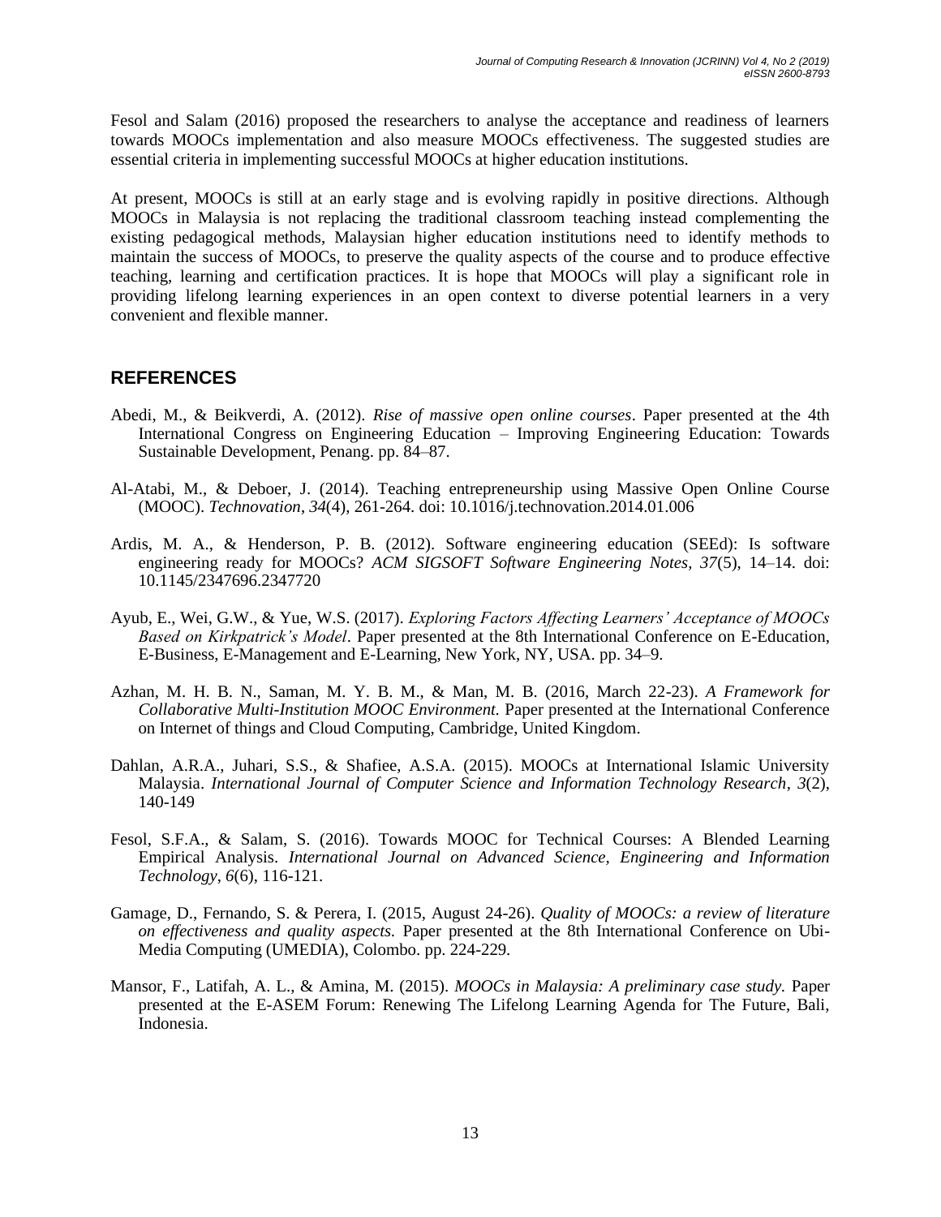Fesol and Salam (2016) proposed the researchers to analyse the acceptance and readiness of learners towards MOOCs implementation and also measure MOOCs effectiveness. The suggested studies are essential criteria in implementing successful MOOCs at higher education institutions.

At present, MOOCs is still at an early stage and is evolving rapidly in positive directions. Although MOOCs in Malaysia is not replacing the traditional classroom teaching instead complementing the existing pedagogical methods, Malaysian higher education institutions need to identify methods to maintain the success of MOOCs, to preserve the quality aspects of the course and to produce effective teaching, learning and certification practices. It is hope that MOOCs will play a significant role in providing lifelong learning experiences in an open context to diverse potential learners in a very convenient and flexible manner.

## REFERENCES

Abedi, M., & Beikverdi, A. (2012). *Rise of massive open online courses*. Paper presented at the 4th International Congress on Engineering Education – Improving Engineering Education: Towards Sustainable Development, Penang. pp. 84–87.

Al-Atabi, M., & Deboer, J. (2014). Teaching entrepreneurship using Massive Open Online Course (MOOC). *Technovation*, *34*(4), 261-264. doi: 10.1016/j.technovation.2014.01.006

Ardis, M. A., & Henderson, P. B. (2012). Software engineering education (SEEd): Is software engineering ready for MOOCs? *ACM SIGSOFT Software Engineering Notes*, *37*(5), 14–14. doi: 10.1145/2347696.2347720

Ayub, E., Wei, G.W., & Yue, W.S. (2017). *Exploring Factors Affecting Learners' Acceptance of MOOCs Based on Kirkpatrick's Model*. Paper presented at the 8th International Conference on E-Education, E-Business, E-Management and E-Learning, New York, NY, USA. pp. 34–9.

Azhan, M. H. B. N., Saman, M. Y. B. M., & Man, M. B. (2016, March 22-23). *A Framework for Collaborative Multi-Institution MOOC Environment.* Paper presented at the International Conference on Internet of things and Cloud Computing, Cambridge, United Kingdom.

Dahlan, A.R.A., Juhari, S.S., & Shafiee, A.S.A. (2015). MOOCs at International Islamic University Malaysia. *International Journal of Computer Science and Information Technology Research*, *3*(2), 140-149

Fesol, S.F.A., & Salam, S. (2016). Towards MOOC for Technical Courses: A Blended Learning Empirical Analysis. *International Journal on Advanced Science, Engineering and Information Technology*, *6*(6), 116-121.

Gamage, D., Fernando, S. & Perera, I. (2015, August 24-26). *Quality of MOOCs: a review of literature on effectiveness and quality aspects.* Paper presented at the 8th International Conference on Ubi-Media Computing (UMEDIA), Colombo. pp. 224-229.

Mansor, F., Latifah, A. L., & Amina, M. (2015). *MOOCs in Malaysia: A preliminary case study.* Paper presented at the E-ASEM Forum: Renewing The Lifelong Learning Agenda for The Future, Bali, Indonesia.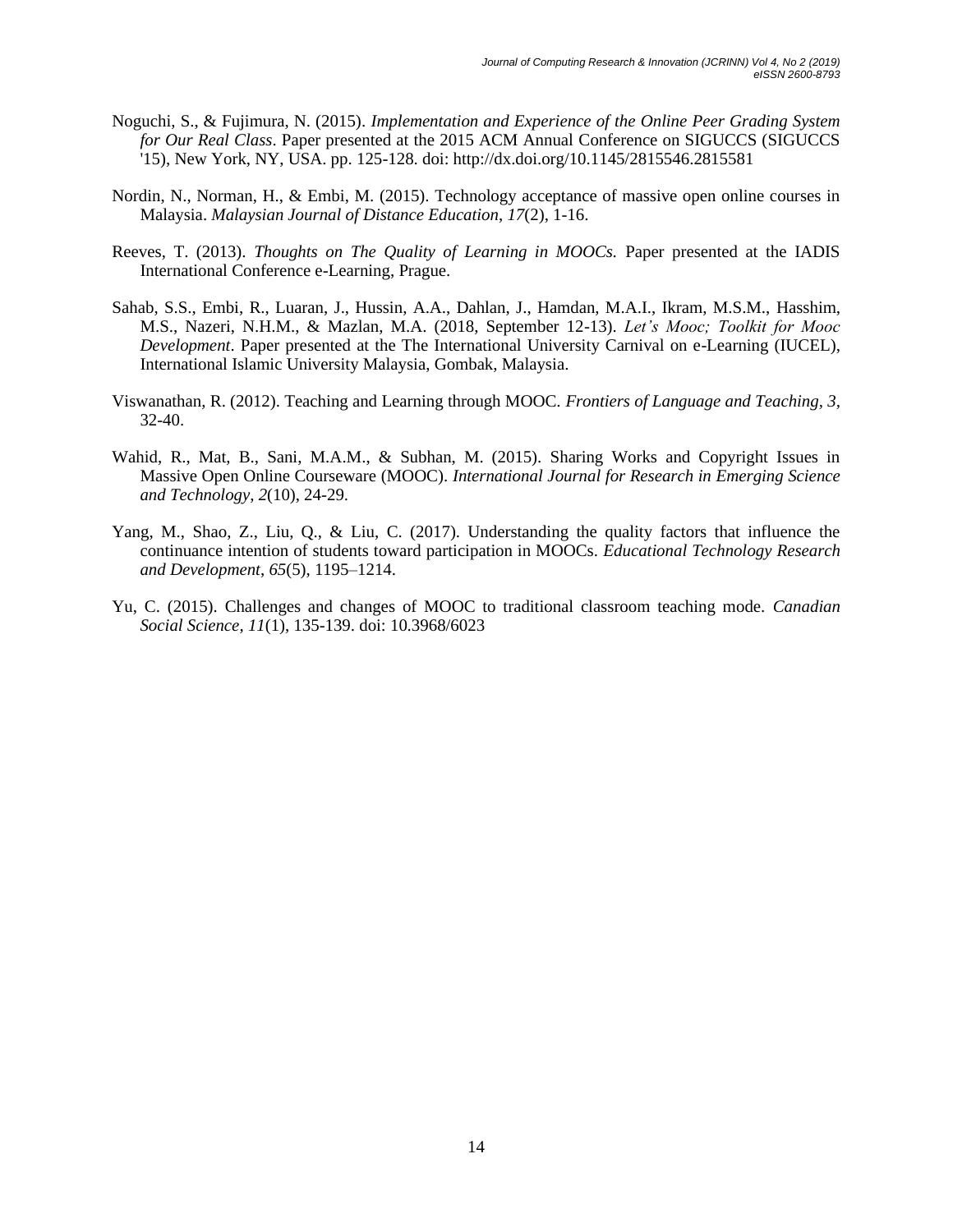Noguchi, S., & Fujimura, N. (2015). *Implementation and Experience of the Online Peer Grading System for Our Real Class*. Paper presented at the 2015 ACM Annual Conference on SIGUCCS (SIGUCCS '15), New York, NY, USA. pp. 125-128. doi: http://dx.doi.org/10.1145/2815546.2815581

Nordin, N., Norman, H., & Embi, M. (2015). Technology acceptance of massive open online courses in Malaysia. *Malaysian Journal of Distance Education*, *17*(2), 1-16.

Reeves, T. (2013). *Thoughts on The Quality of Learning in MOOCs.* Paper presented at the IADIS International Conference e-Learning, Prague.

Sahab, S.S., Embi, R., Luaran, J., Hussin, A.A., Dahlan, J., Hamdan, M.A.I., Ikram, M.S.M., Hasshim, M.S., Nazeri, N.H.M., & Mazlan, M.A. (2018, September 12-13). *Let's Mooc; Toolkit for Mooc Development*. Paper presented at the The International University Carnival on e-Learning (IUCEL), International Islamic University Malaysia, Gombak, Malaysia.

Viswanathan, R. (2012). Teaching and Learning through MOOC. *Frontiers of Language and Teaching*, *3*, 32-40.

Wahid, R., Mat, B., Sani, M.A.M., & Subhan, M. (2015). Sharing Works and Copyright Issues in Massive Open Online Courseware (MOOC). *International Journal for Research in Emerging Science and Technology*, *2*(10), 24-29.

Yang, M., Shao, Z., Liu, Q., & Liu, C. (2017). Understanding the quality factors that influence the continuance intention of students toward participation in MOOCs. *Educational Technology Research and Development*, *65*(5), 1195–1214.

Yu, C. (2015). Challenges and changes of MOOC to traditional classroom teaching mode. *Canadian Social Science*, *11*(1), 135-139. doi: 10.3968/6023